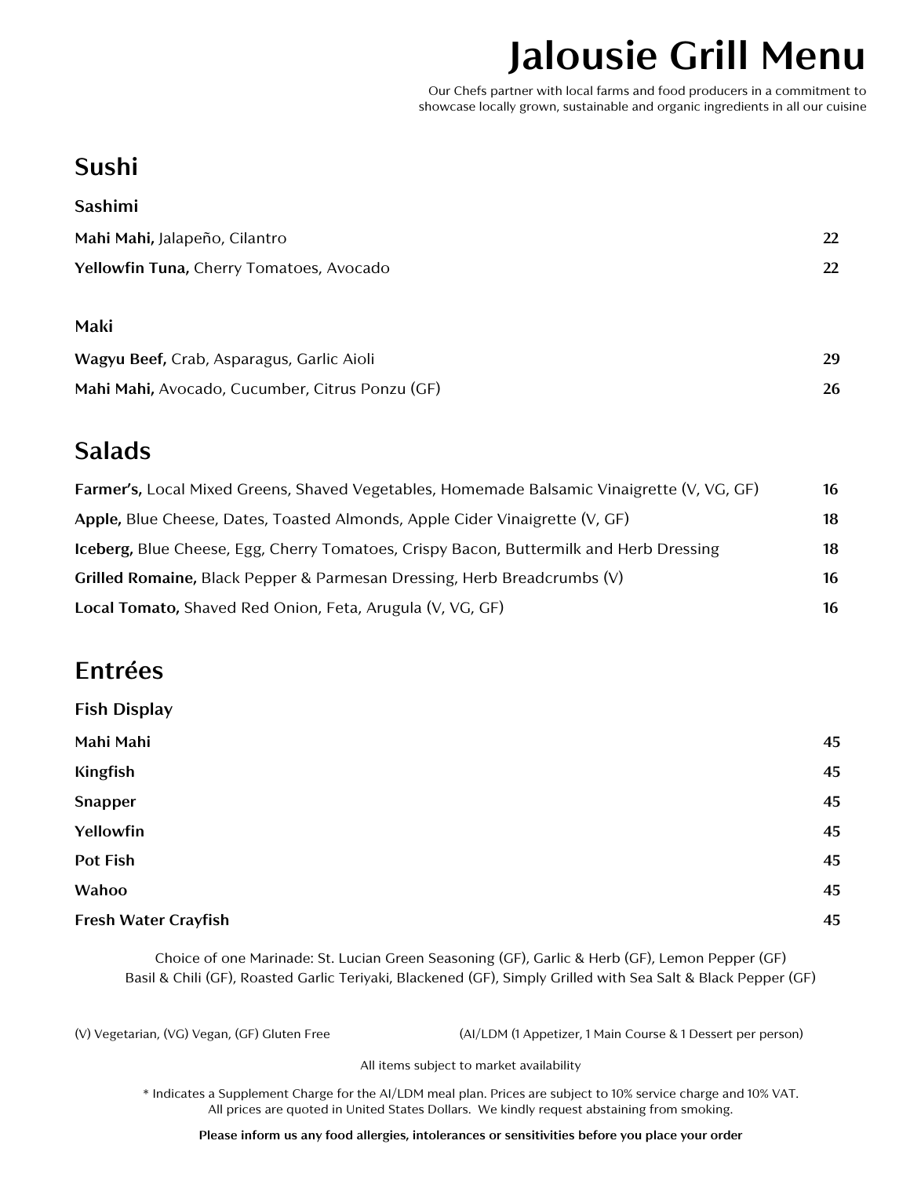# Jalousie Grill Menu

Our Chefs partner with local farms and food producers in a commitment to showcase locally grown, sustainable and organic ingredients in all our cuisine

## Sushi

### Sashimi

**Mahi Mahi,** Jalapeño, Cilantro 22

**Yellowfin Tuna,** Cherry Tomatoes, Avocado 22

### Maki

**Wagyu Beef,** Crab, Asparagus, Garlic Aioli 29

**Mahi Mahi,** Avocado, Cucumber, Citrus Ponzu (GF) 26

## Salads

**Farmer's,** Local Mixed Greens, Shaved Vegetables, Homemade Balsamic Vinaigrette (V, VG, GF) 16

**Apple,** Blue Cheese, Dates, Toasted Almonds, Apple Cider Vinaigrette (V, GF) 18

**Iceberg,** Blue Cheese, Egg, Cherry Tomatoes, Crispy Bacon, Buttermilk and Herb Dressing 18

**Grilled Romaine,** Black Pepper & Parmesan Dressing, Herb Breadcrumbs (V) 16

**Local Tomato,** Shaved Red Onion, Feta, Arugula (V, VG, GF) 16

## Entrées

### Fish Display

**Mahi Mahi** 45

**Kingfish** 45

**Snapper** 45

**Yellowfin** 45

**Pot Fish** 45

**Wahoo** 45

**Fresh Water Crayfish** 45

Choice of one Marinade: St. Lucian Green Seasoning (GF), Garlic & Herb (GF), Lemon Pepper (GF) Basil & Chili (GF), Roasted Garlic Teriyaki, Blackened (GF), Simply Grilled with Sea Salt & Black Pepper (GF)

(V) Vegetarian, (VG) Vegan, (GF) Gluten Free

(AI/LDM (1 Appetizer, 1 Main Course & 1 Dessert per person)

All items subject to market availability

* Indicates a Supplement Charge for the AI/LDM meal plan. Prices are subject to 10% service charge and 10% VAT. All prices are quoted in United States Dollars. We kindly request abstaining from smoking.

**Please inform us any food allergies, intolerances or sensitivities before you place your order**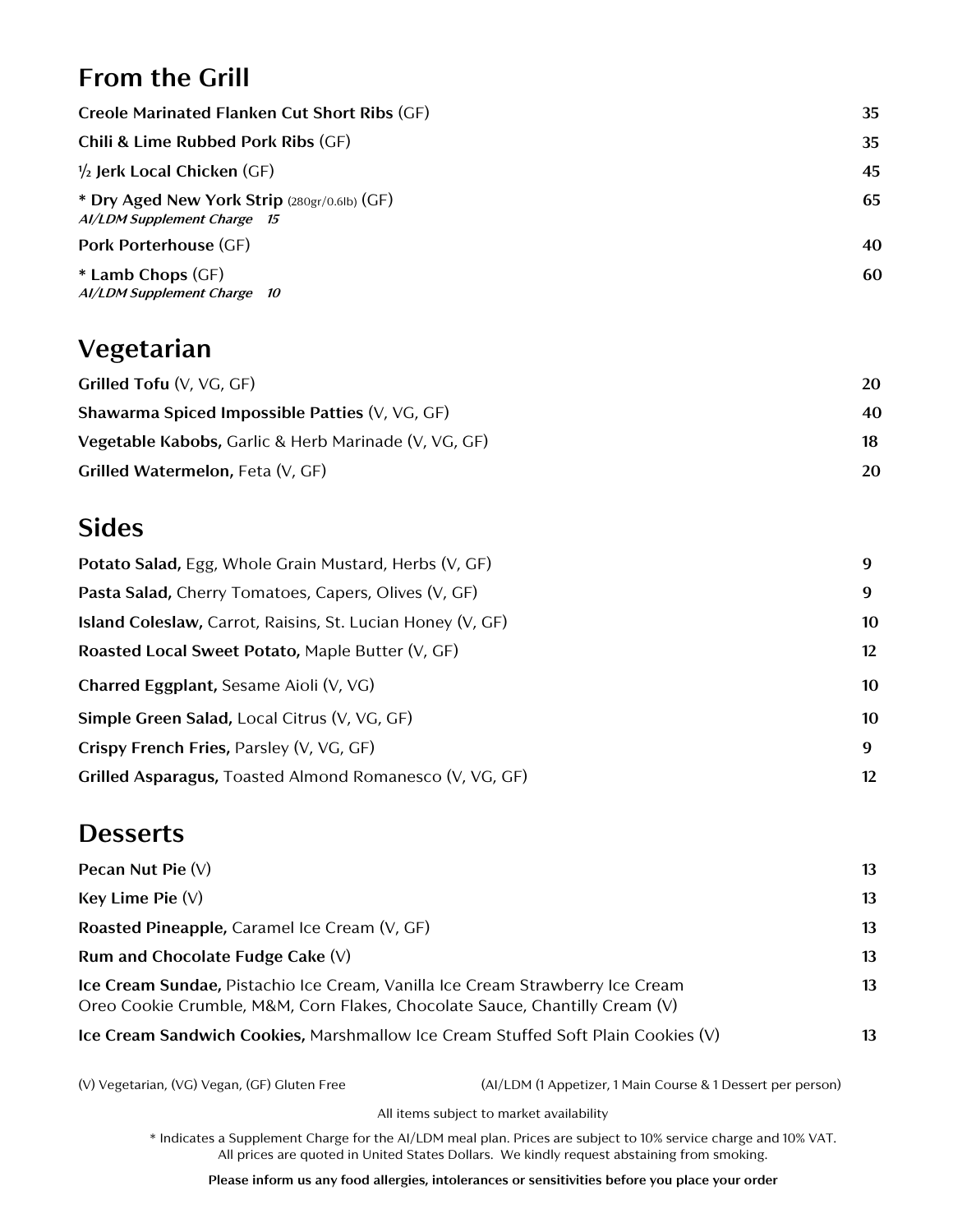## From the Grill

| | |
|---|---|
| **Creole Marinated Flanken Cut Short Ribs** (GF) | 35 |
| **Chili & Lime Rubbed Pork Ribs** (GF) | 35 |
| **½ Jerk Local Chicken** (GF) | 45 |
| **\* Dry Aged New York Strip** (280gr/0.6lb) (GF)<br>***AI/LDM Supplement Charge 15*** | 65 |
| **Pork Porterhouse** (GF) | 40 |
| **\* Lamb Chops** (GF)<br>***AI/LDM Supplement Charge 10*** | 60 |

## Vegetarian

| | |
|---|---|
| **Grilled Tofu** (V, VG, GF) | 20 |
| **Shawarma Spiced Impossible Patties** (V, VG, GF) | 40 |
| **Vegetable Kabobs,** Garlic & Herb Marinade (V, VG, GF) | 18 |
| **Grilled Watermelon,** Feta (V, GF) | 20 |

## Sides

| | |
|---|---|
| **Potato Salad,** Egg, Whole Grain Mustard, Herbs (V, GF) | 9 |
| **Pasta Salad,** Cherry Tomatoes, Capers, Olives (V, GF) | 9 |
| **Island Coleslaw,** Carrot, Raisins, St. Lucian Honey (V, GF) | 10 |
| **Roasted Local Sweet Potato,** Maple Butter (V, GF) | 12 |
| **Charred Eggplant,** Sesame Aioli (V, VG) | 10 |
| **Simple Green Salad,** Local Citrus (V, VG, GF) | 10 |
| **Crispy French Fries,** Parsley (V, VG, GF) | 9 |
| **Grilled Asparagus,** Toasted Almond Romanesco (V, VG, GF) | 12 |

## Desserts

| | |
|---|---|
| **Pecan Nut Pie** (V) | 13 |
| **Key Lime Pie** (V) | 13 |
| **Roasted Pineapple,** Caramel Ice Cream (V, GF) | 13 |
| **Rum and Chocolate Fudge Cake** (V) | 13 |
| **Ice Cream Sundae,** Pistachio Ice Cream, Vanilla Ice Cream Strawberry Ice Cream<br>Oreo Cookie Crumble, M&M, Corn Flakes, Chocolate Sauce, Chantilly Cream (V) | 13 |
| **Ice Cream Sandwich Cookies,** Marshmallow Ice Cream Stuffed Soft Plain Cookies (V) | 13 |

(V) Vegetarian, (VG) Vegan, (GF) Gluten Free

(AI/LDM (1 Appetizer, 1 Main Course & 1 Dessert per person)

All items subject to market availability

\* Indicates a Supplement Charge for the AI/LDM meal plan. Prices are subject to 10% service charge and 10% VAT. All prices are quoted in United States Dollars. We kindly request abstaining from smoking.

**Please inform us any food allergies, intolerances or sensitivities before you place your order**